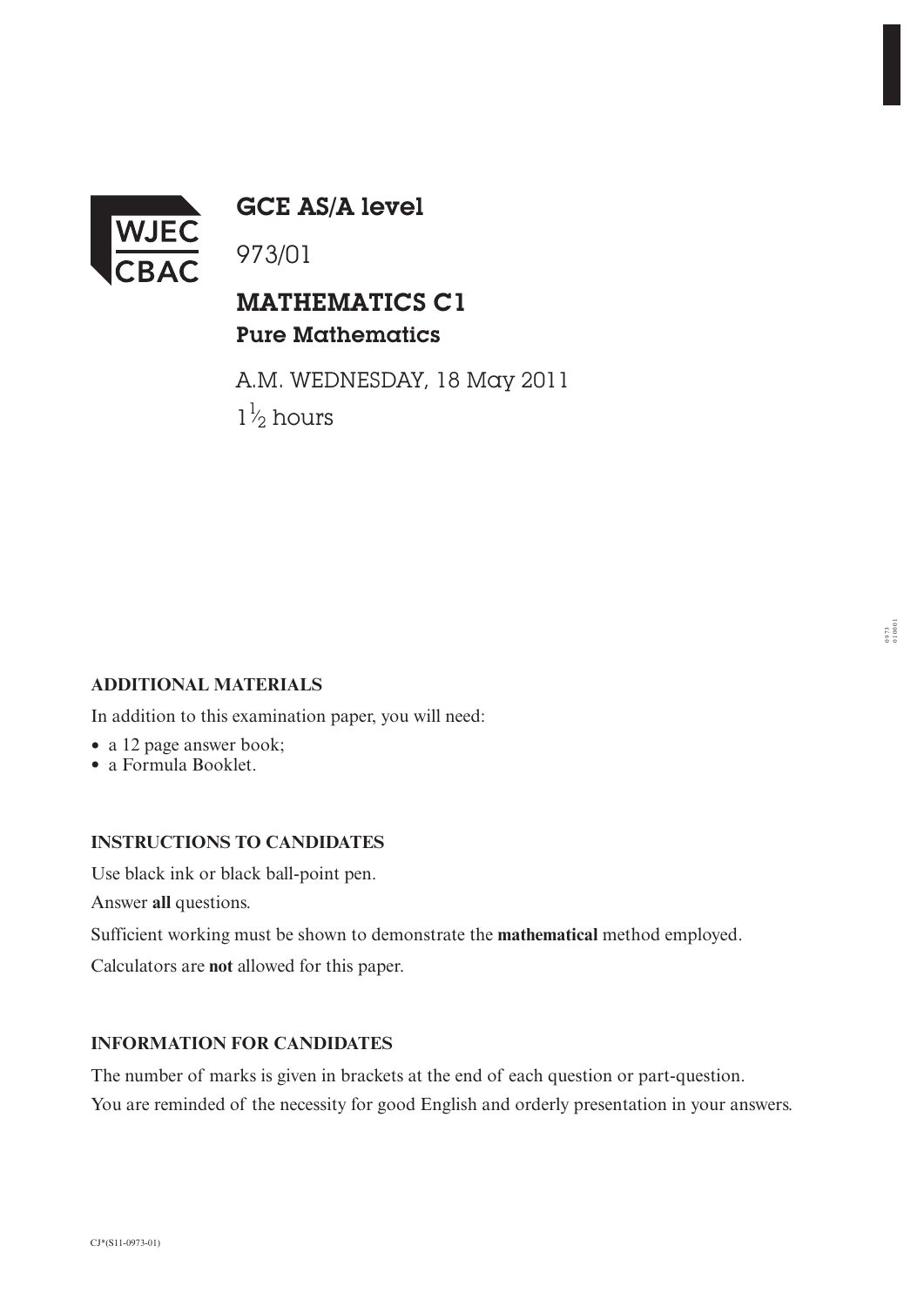WJEC CBAC

# GCE AS/A level

973/01

## MATHEMATICS C1
### Pure Mathematics

A.M. WEDNESDAY, 18 May 2011

$1\frac{1}{2}$ hours

**ADDITIONAL MATERIALS**

In addition to this examination paper, you will need:

- a 12 page answer book;
- a Formula Booklet.

**INSTRUCTIONS TO CANDIDATES**

Use black ink or black ball-point pen.

Answer **all** questions.

Sufficient working must be shown to demonstrate the **mathematical** method employed.

Calculators are **not** allowed for this paper.

**INFORMATION FOR CANDIDATES**

The number of marks is given in brackets at the end of each question or part-question.

You are reminded of the necessity for good English and orderly presentation in your answers.

CJ*(S11-0973-01)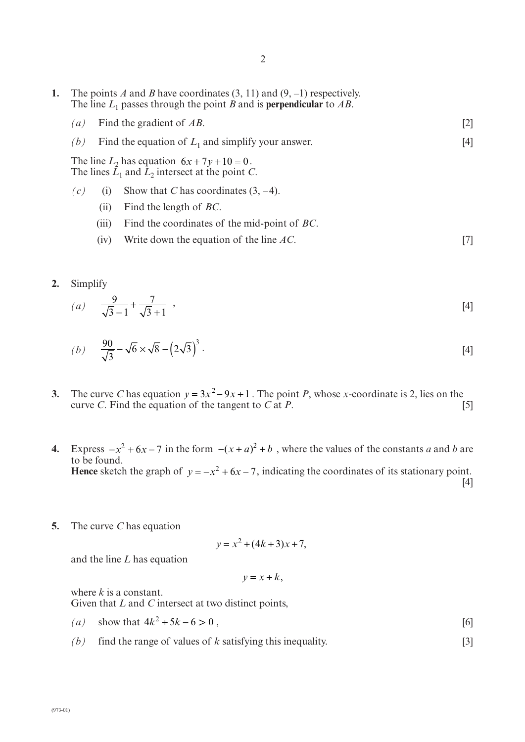**1.** The points $A$ and $B$ have coordinates (3, 11) and (9, –1) respectively.
The line $L_1$ passes through the point $B$ and is **perpendicular** to $AB$.

*(a)* Find the gradient of $AB$. [2]

*(b)* Find the equation of $L_1$ and simplify your answer. [4]

The line $L_2$ has equation $6x + 7y + 10 = 0$.
The lines $L_1$ and $L_2$ intersect at the point $C$.

*(c)* (i) Show that $C$ has coordinates (3, –4).

(ii) Find the length of $BC$.

(iii) Find the coordinates of the mid-point of $BC$.

(iv) Write down the equation of the line $AC$. [7]

**2.** Simplify

*(a)* $\dfrac{9}{\sqrt{3}-1} + \dfrac{7}{\sqrt{3}+1}$ , [4]

*(b)* $\dfrac{90}{\sqrt{3}} - \sqrt{6} \times \sqrt{8} - \left(2\sqrt{3}\right)^3$ . [4]

**3.** The curve $C$ has equation $y = 3x^2 - 9x + 1$ . The point $P$, whose $x$-coordinate is 2, lies on the curve $C$. Find the equation of the tangent to $C$ at $P$. [5]

**4.** Express $-x^2 + 6x - 7$ in the form $-(x + a)^2 + b$ , where the values of the constants $a$ and $b$ are to be found.
**Hence** sketch the graph of $y = -x^2 + 6x - 7$, indicating the coordinates of its stationary point. [4]

**5.** The curve $C$ has equation

$$y = x^2 + (4k + 3)x + 7,$$

and the line $L$ has equation

$$y = x + k,$$

where $k$ is a constant.
Given that $L$ and $C$ intersect at two distinct points,

*(a)* show that $4k^2 + 5k - 6 > 0$ , [6]

*(b)* find the range of values of $k$ satisfying this inequality. [3]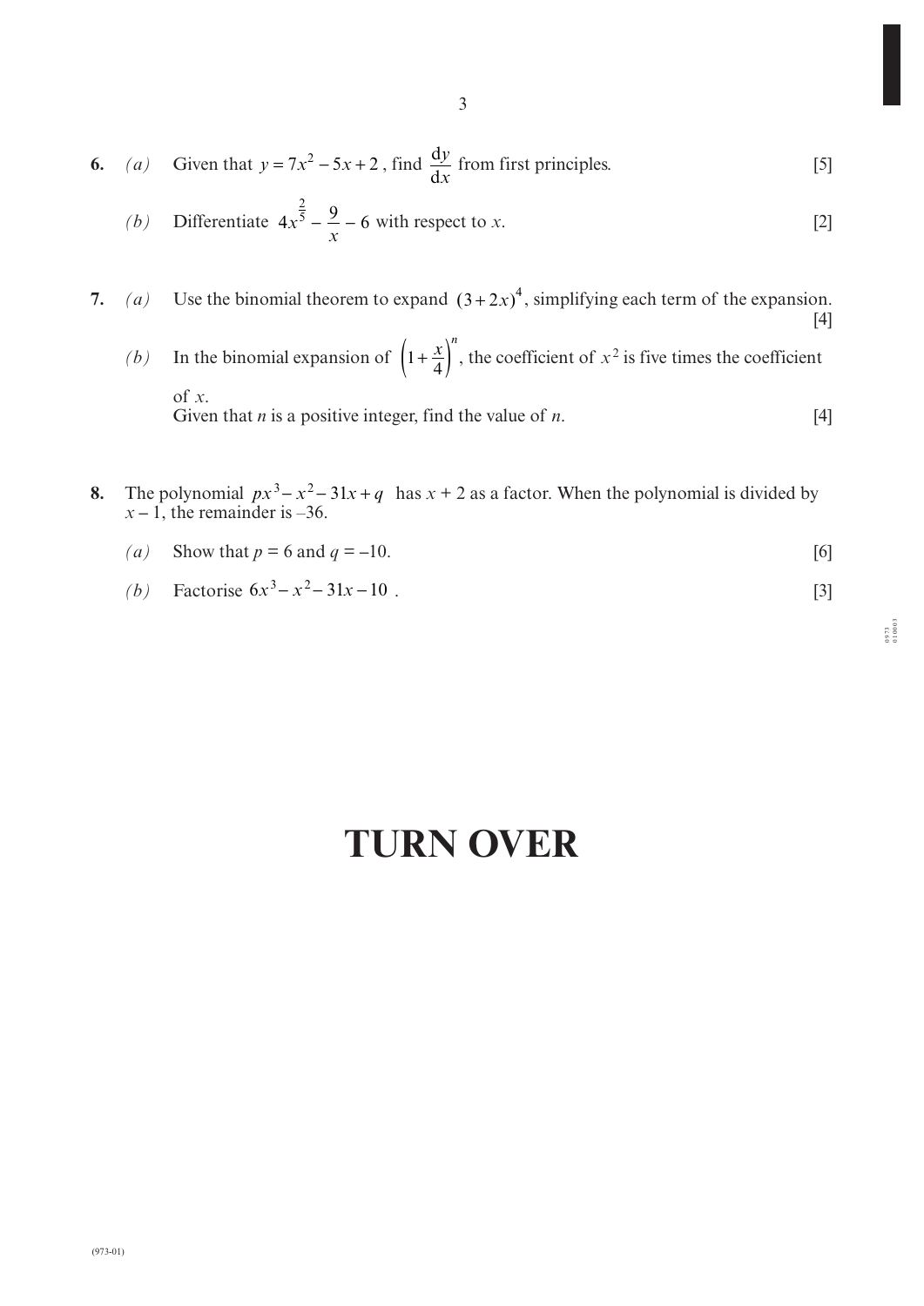**6.** *(a)* Given that $y = 7x^2 - 5x + 2$, find $\dfrac{dy}{dx}$ from first principles. [5]

*(b)* Differentiate $4x^{\frac{2}{5}} - \dfrac{9}{x} - 6$ with respect to $x$. [2]

**7.** *(a)* Use the binomial theorem to expand $(3 + 2x)^4$, simplifying each term of the expansion. [4]

*(b)* In the binomial expansion of $\left(1 + \dfrac{x}{4}\right)^n$, the coefficient of $x^2$ is five times the coefficient of $x$.
Given that $n$ is a positive integer, find the value of $n$. [4]

**8.** The polynomial $px^3 - x^2 - 31x + q$ has $x + 2$ as a factor. When the polynomial is divided by $x - 1$, the remainder is $-36$.

*(a)* Show that $p = 6$ and $q = -10$. [6]

*(b)* Factorise $6x^3 - x^2 - 31x - 10$. [3]

# TURN OVER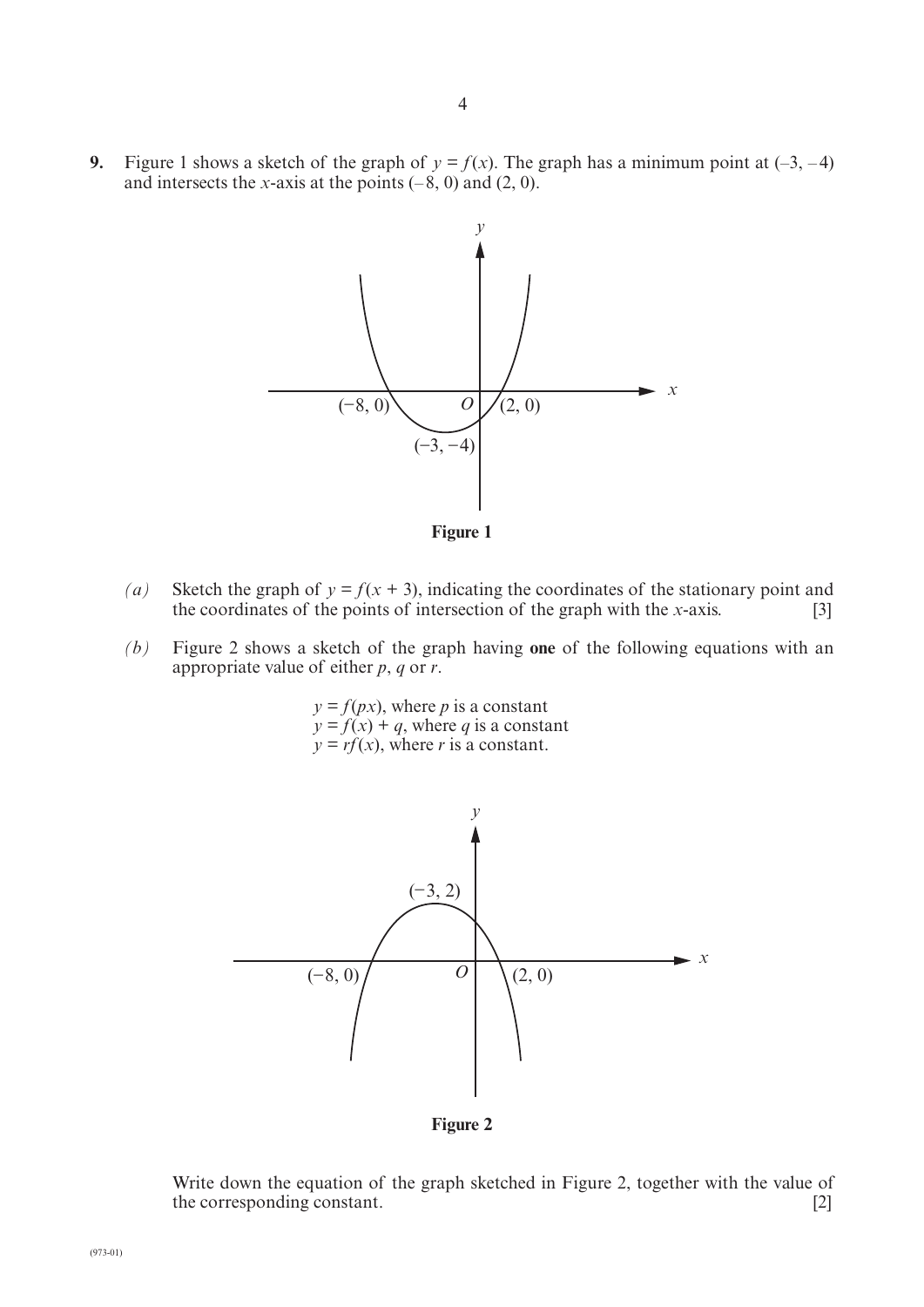**9.** Figure 1 shows a sketch of the graph of $y = f(x)$. The graph has a minimum point at $(-3, -4)$ and intersects the $x$-axis at the points $(-8, 0)$ and $(2, 0)$.

**Figure 1**

*(a)* Sketch the graph of $y = f(x + 3)$, indicating the coordinates of the stationary point and the coordinates of the points of intersection of the graph with the $x$-axis. [3]

*(b)* Figure 2 shows a sketch of the graph having **one** of the following equations with an appropriate value of either $p$, $q$ or $r$.

$y = f(px)$, where $p$ is a constant
$y = f(x) + q$, where $q$ is a constant
$y = rf(x)$, where $r$ is a constant.

**Figure 2**

Write down the equation of the graph sketched in Figure 2, together with the value of the corresponding constant. [2]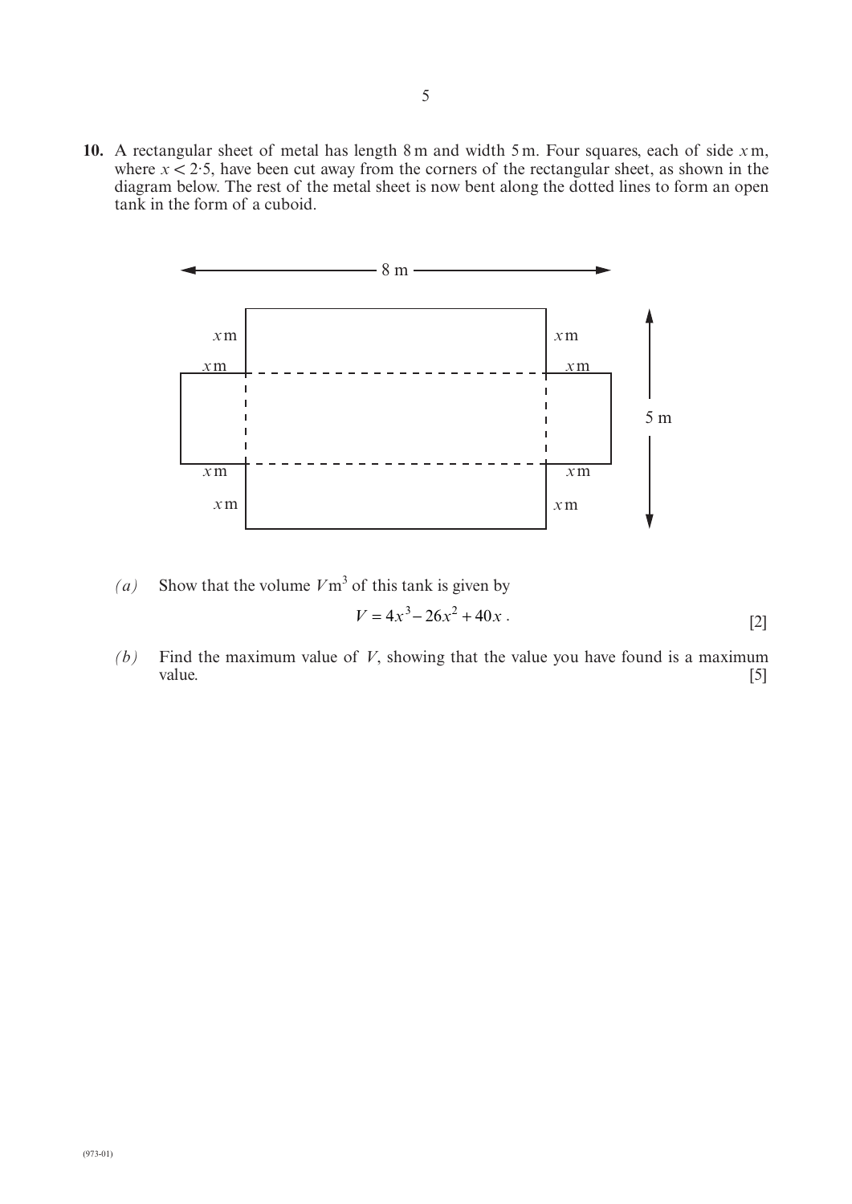**10.** A rectangular sheet of metal has length 8 m and width 5 m. Four squares, each of side $x$ m, where $x < 2 \cdot 5$, have been cut away from the corners of the rectangular sheet, as shown in the diagram below. The rest of the metal sheet is now bent along the dotted lines to form an open tank in the form of a cuboid.

8 m

5 m

$x$ m

*(a)* Show that the volume $V$ m$^3$ of this tank is given by

$$V = 4x^3 - 26x^2 + 40x \, .$$

[2]

*(b)* Find the maximum value of $V$, showing that the value you have found is a maximum value. [5]

(973-01)